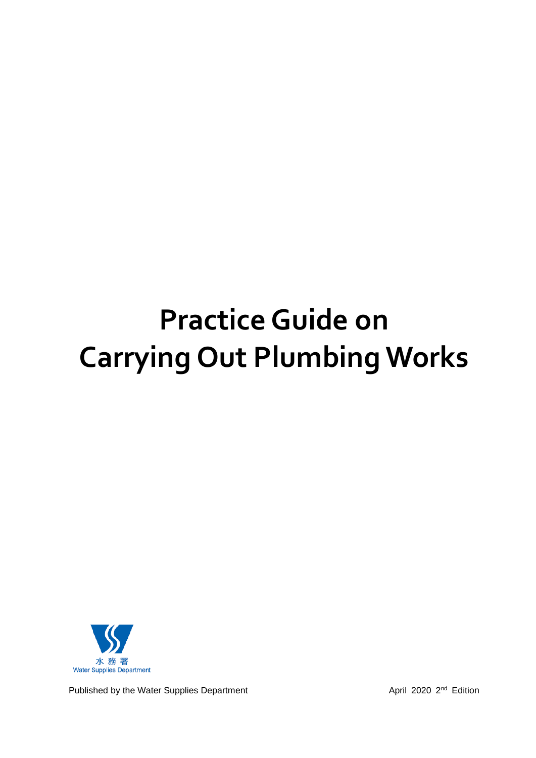# Practice Guide on Carrying Out Plumbing Works

水務署
Water Supplies Department

Published by the Water Supplies Department

April 2020 2nd Edition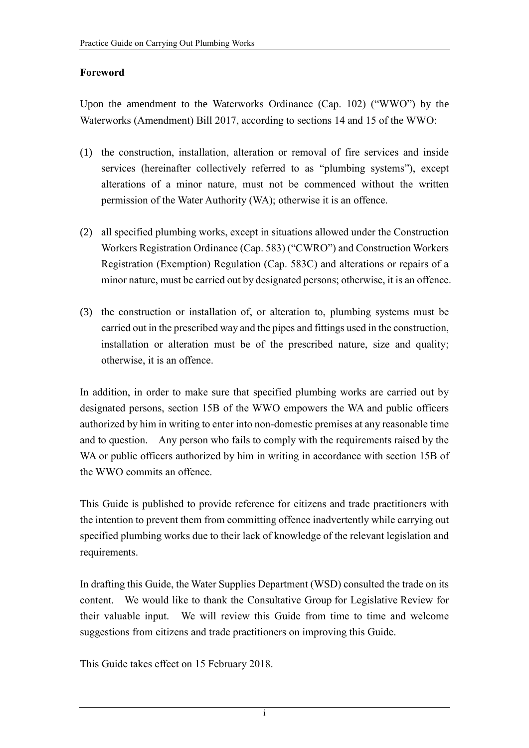## Foreword

Upon the amendment to the Waterworks Ordinance (Cap. 102) ("WWO") by the Waterworks (Amendment) Bill 2017, according to sections 14 and 15 of the WWO:

(1) the construction, installation, alteration or removal of fire services and inside services (hereinafter collectively referred to as "plumbing systems"), except alterations of a minor nature, must not be commenced without the written permission of the Water Authority (WA); otherwise it is an offence.

(2) all specified plumbing works, except in situations allowed under the Construction Workers Registration Ordinance (Cap. 583) ("CWRO") and Construction Workers Registration (Exemption) Regulation (Cap. 583C) and alterations or repairs of a minor nature, must be carried out by designated persons; otherwise, it is an offence.

(3) the construction or installation of, or alteration to, plumbing systems must be carried out in the prescribed way and the pipes and fittings used in the construction, installation or alteration must be of the prescribed nature, size and quality; otherwise, it is an offence.

In addition, in order to make sure that specified plumbing works are carried out by designated persons, section 15B of the WWO empowers the WA and public officers authorized by him in writing to enter into non-domestic premises at any reasonable time and to question. Any person who fails to comply with the requirements raised by the WA or public officers authorized by him in writing in accordance with section 15B of the WWO commits an offence.

This Guide is published to provide reference for citizens and trade practitioners with the intention to prevent them from committing offence inadvertently while carrying out specified plumbing works due to their lack of knowledge of the relevant legislation and requirements.

In drafting this Guide, the Water Supplies Department (WSD) consulted the trade on its content. We would like to thank the Consultative Group for Legislative Review for their valuable input. We will review this Guide from time to time and welcome suggestions from citizens and trade practitioners on improving this Guide.

This Guide takes effect on 15 February 2018.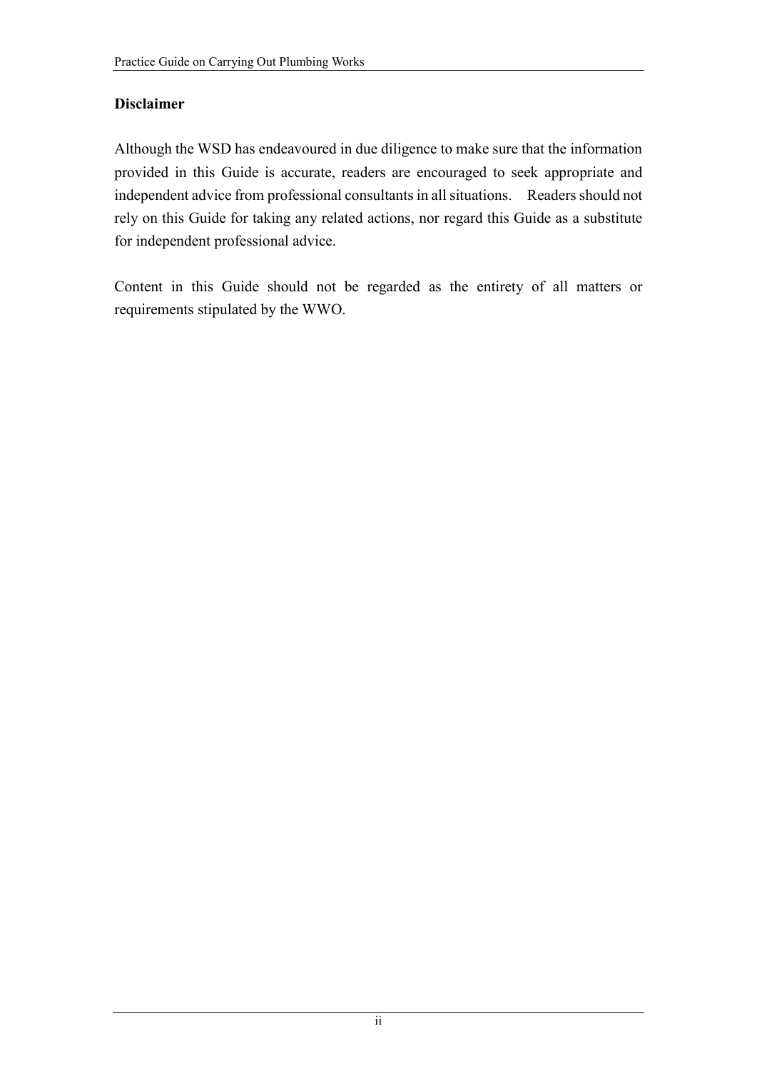**Disclaimer**

Although the WSD has endeavoured in due diligence to make sure that the information provided in this Guide is accurate, readers are encouraged to seek appropriate and independent advice from professional consultants in all situations. Readers should not rely on this Guide for taking any related actions, nor regard this Guide as a substitute for independent professional advice.

Content in this Guide should not be regarded as the entirety of all matters or requirements stipulated by the WWO.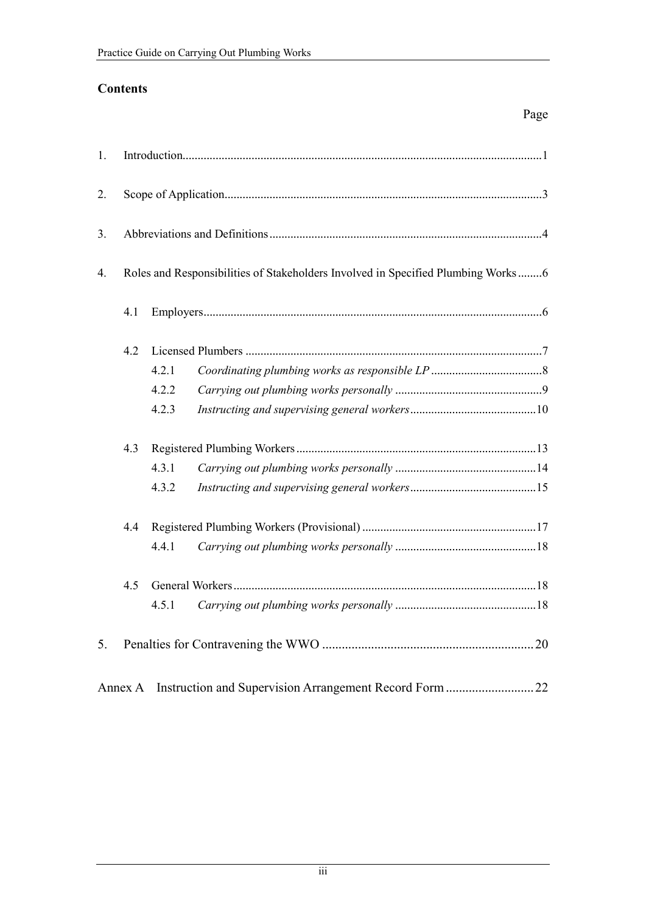## Contents

Page

1. Introduction......................................................................................................................1

2. Scope of Application........................................................................................................3

3. Abbreviations and Definitions..........................................................................................4

4. Roles and Responsibilities of Stakeholders Involved in Specified Plumbing Works........6

   4.1 Employers................................................................................................................6

   4.2 Licensed Plumbers ..................................................................................................7

   4.2.1 *Coordinating plumbing works as responsible LP* .....................................8

   4.2.2 *Carrying out plumbing works personally* .................................................9

   4.2.3 *Instructing and supervising general workers*..........................................10

   4.3 Registered Plumbing Workers...............................................................................13

   4.3.1 *Carrying out plumbing works personally* ...............................................14

   4.3.2 *Instructing and supervising general workers*..........................................15

   4.4 Registered Plumbing Workers (Provisional) ..........................................................17

   4.4.1 *Carrying out plumbing works personally* ...............................................18

   4.5 General Workers....................................................................................................18

   4.5.1 *Carrying out plumbing works personally* ...............................................18

5. Penalties for Contravening the WWO .................................................................20

Annex A Instruction and Supervision Arrangement Record Form ...........................22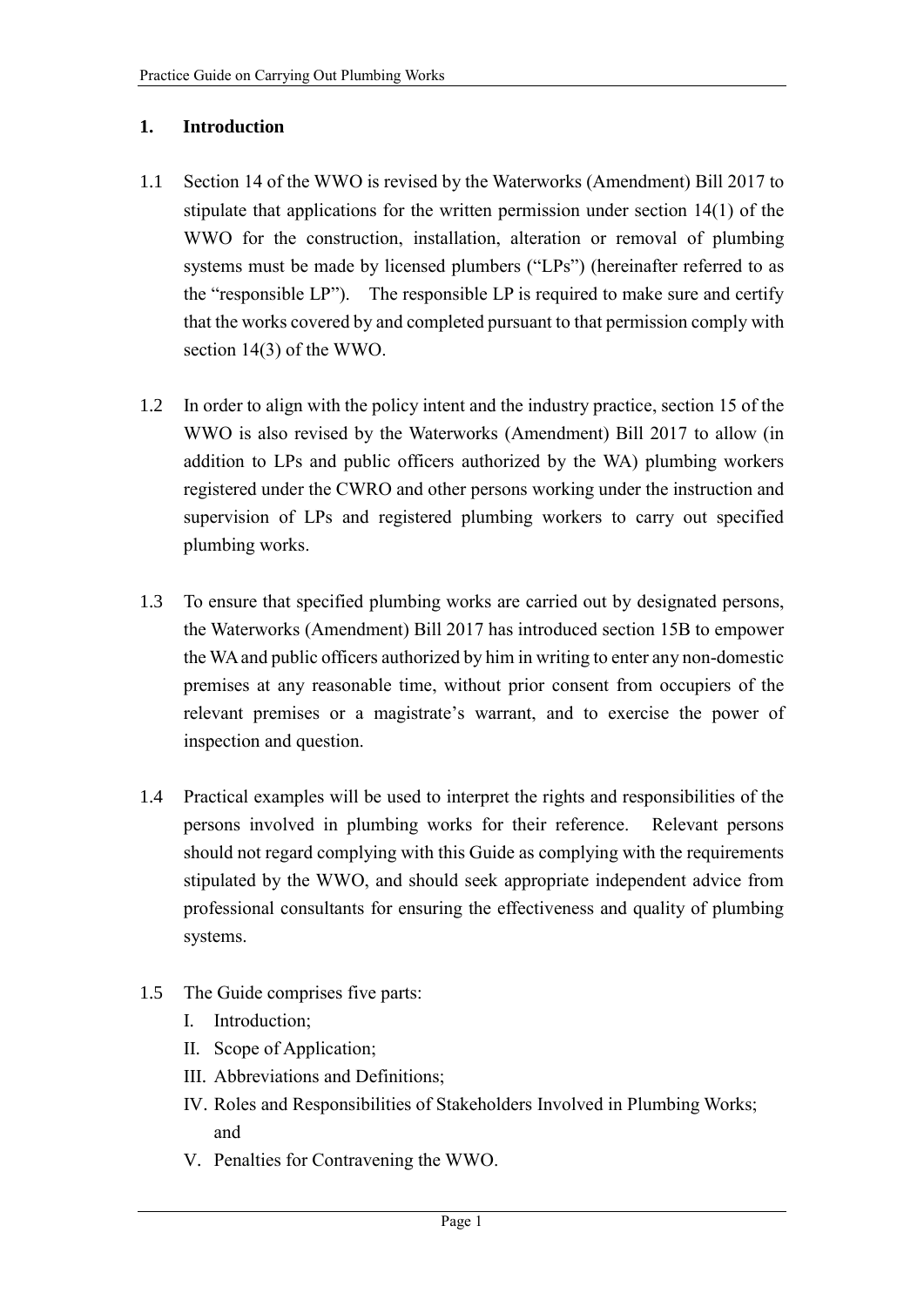## 1. Introduction

1.1 Section 14 of the WWO is revised by the Waterworks (Amendment) Bill 2017 to stipulate that applications for the written permission under section 14(1) of the WWO for the construction, installation, alteration or removal of plumbing systems must be made by licensed plumbers ("LPs") (hereinafter referred to as the "responsible LP"). The responsible LP is required to make sure and certify that the works covered by and completed pursuant to that permission comply with section 14(3) of the WWO.

1.2 In order to align with the policy intent and the industry practice, section 15 of the WWO is also revised by the Waterworks (Amendment) Bill 2017 to allow (in addition to LPs and public officers authorized by the WA) plumbing workers registered under the CWRO and other persons working under the instruction and supervision of LPs and registered plumbing workers to carry out specified plumbing works.

1.3 To ensure that specified plumbing works are carried out by designated persons, the Waterworks (Amendment) Bill 2017 has introduced section 15B to empower the WA and public officers authorized by him in writing to enter any non-domestic premises at any reasonable time, without prior consent from occupiers of the relevant premises or a magistrate's warrant, and to exercise the power of inspection and question.

1.4 Practical examples will be used to interpret the rights and responsibilities of the persons involved in plumbing works for their reference. Relevant persons should not regard complying with this Guide as complying with the requirements stipulated by the WWO, and should seek appropriate independent advice from professional consultants for ensuring the effectiveness and quality of plumbing systems.

1.5 The Guide comprises five parts:

I. Introduction;
II. Scope of Application;
III. Abbreviations and Definitions;
IV. Roles and Responsibilities of Stakeholders Involved in Plumbing Works; and
V. Penalties for Contravening the WWO.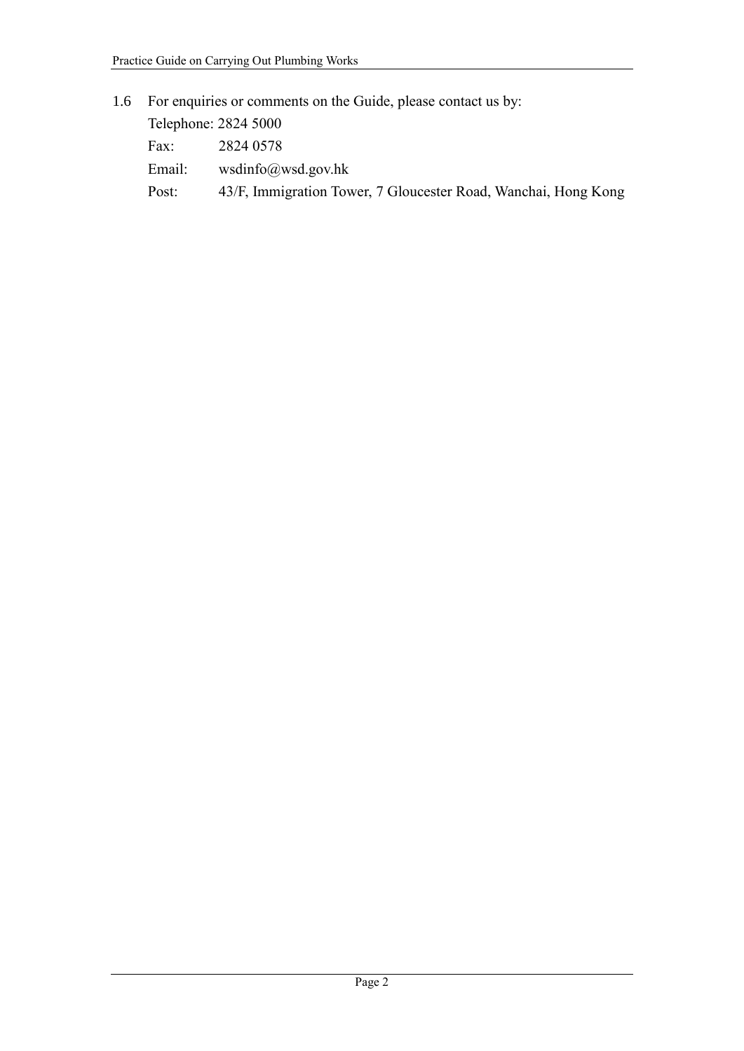1.6 For enquiries or comments on the Guide, please contact us by:

Telephone: 2824 5000

Fax: 2824 0578

Email: wsdinfo@wsd.gov.hk

Post: 43/F, Immigration Tower, 7 Gloucester Road, Wanchai, Hong Kong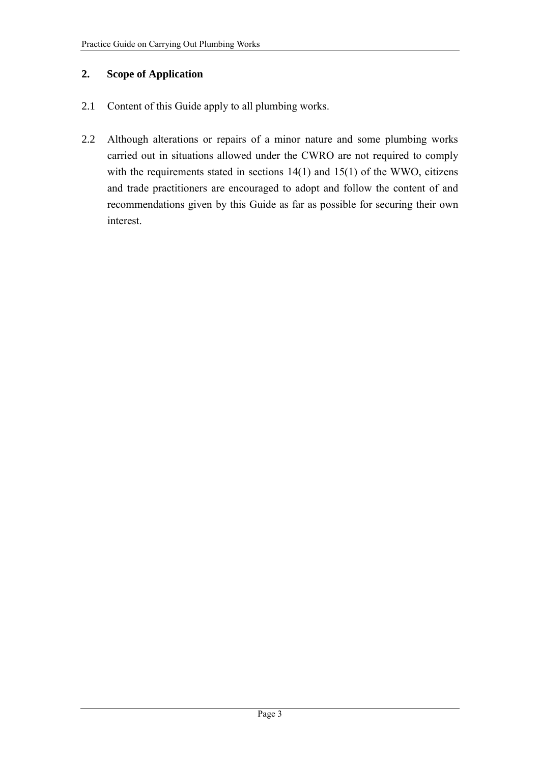## 2. Scope of Application

2.1 Content of this Guide apply to all plumbing works.

2.2 Although alterations or repairs of a minor nature and some plumbing works carried out in situations allowed under the CWRO are not required to comply with the requirements stated in sections 14(1) and 15(1) of the WWO, citizens and trade practitioners are encouraged to adopt and follow the content of and recommendations given by this Guide as far as possible for securing their own interest.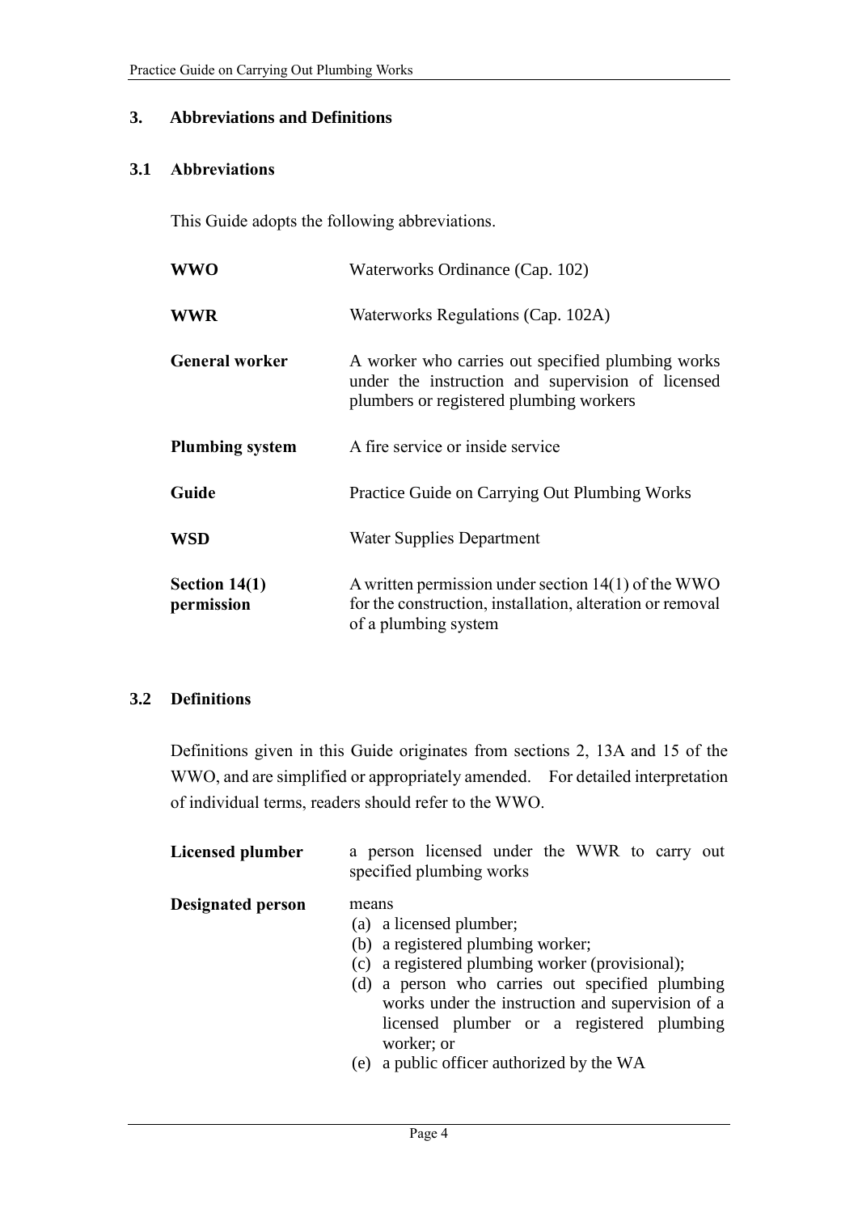## 3. Abbreviations and Definitions

### 3.1 Abbreviations

This Guide adopts the following abbreviations.

| | |
|---|---|
| **WWO** | Waterworks Ordinance (Cap. 102) |
| **WWR** | Waterworks Regulations (Cap. 102A) |
| **General worker** | A worker who carries out specified plumbing works under the instruction and supervision of licensed plumbers or registered plumbing workers |
| **Plumbing system** | A fire service or inside service |
| **Guide** | Practice Guide on Carrying Out Plumbing Works |
| **WSD** | Water Supplies Department |
| **Section 14(1) permission** | A written permission under section 14(1) of the WWO for the construction, installation, alteration or removal of a plumbing system |

### 3.2 Definitions

Definitions given in this Guide originates from sections 2, 13A and 15 of the WWO, and are simplified or appropriately amended. For detailed interpretation of individual terms, readers should refer to the WWO.

**Licensed plumber** a person licensed under the WWR to carry out specified plumbing works

**Designated person** means

(a) a licensed plumber;
(b) a registered plumbing worker;
(c) a registered plumbing worker (provisional);
(d) a person who carries out specified plumbing works under the instruction and supervision of a licensed plumber or a registered plumbing worker; or
(e) a public officer authorized by the WA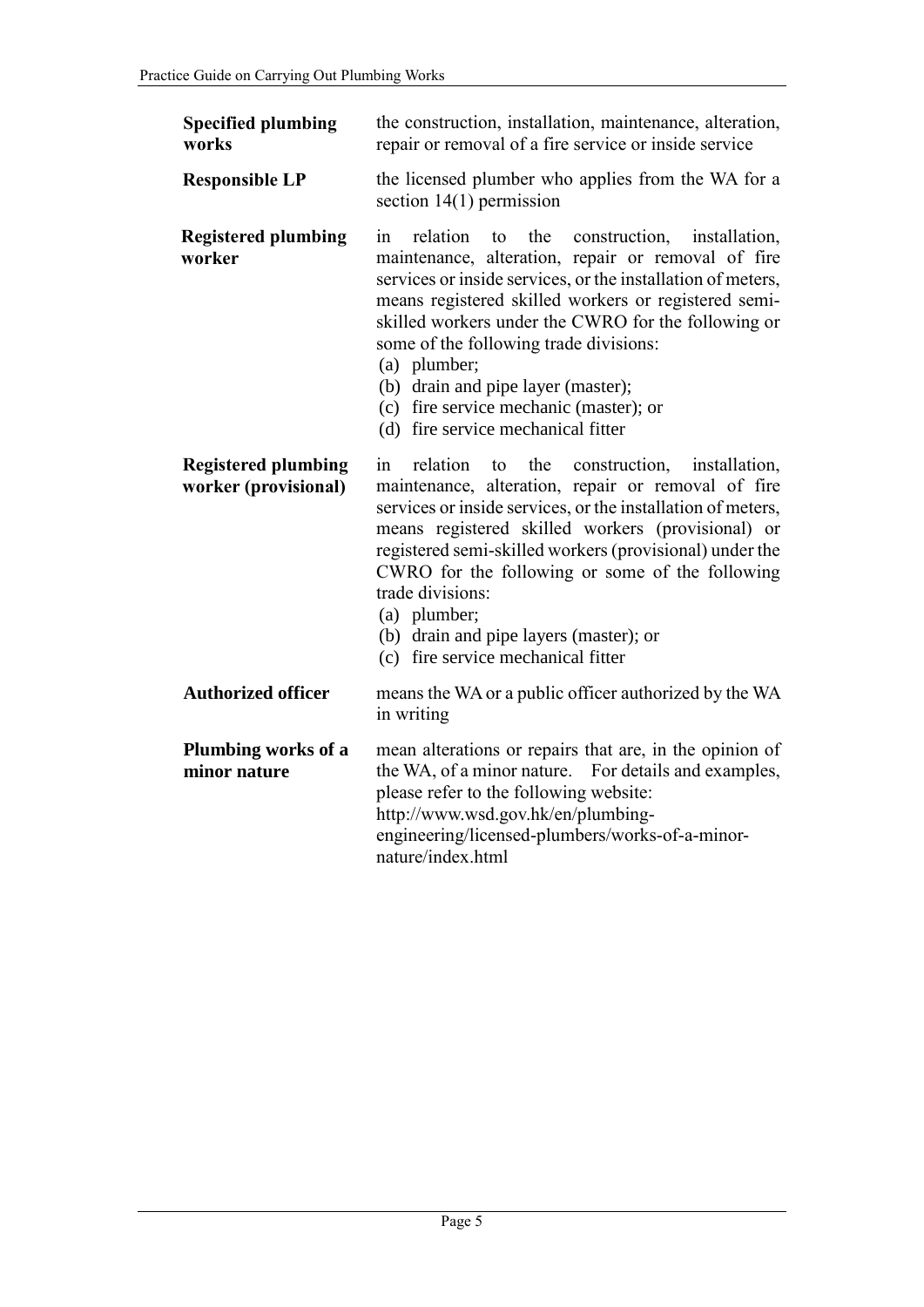| | |
|---|---|
| **Specified plumbing works** | the construction, installation, maintenance, alteration, repair or removal of a fire service or inside service |
| **Responsible LP** | the licensed plumber who applies from the WA for a section 14(1) permission |
| **Registered plumbing worker** | in relation to the construction, installation, maintenance, alteration, repair or removal of fire services or inside services, or the installation of meters, means registered skilled workers or registered semi-skilled workers under the CWRO for the following or some of the following trade divisions:<br>(a) plumber;<br>(b) drain and pipe layer (master);<br>(c) fire service mechanic (master); or<br>(d) fire service mechanical fitter |
| **Registered plumbing worker (provisional)** | in relation to the construction, installation, maintenance, alteration, repair or removal of fire services or inside services, or the installation of meters, means registered skilled workers (provisional) or registered semi-skilled workers (provisional) under the CWRO for the following or some of the following trade divisions:<br>(a) plumber;<br>(b) drain and pipe layers (master); or<br>(c) fire service mechanical fitter |
| **Authorized officer** | means the WA or a public officer authorized by the WA in writing |
| **Plumbing works of a minor nature** | mean alterations or repairs that are, in the opinion of the WA, of a minor nature. For details and examples, please refer to the following website:<br>http://www.wsd.gov.hk/en/plumbing-engineering/licensed-plumbers/works-of-a-minor-nature/index.html |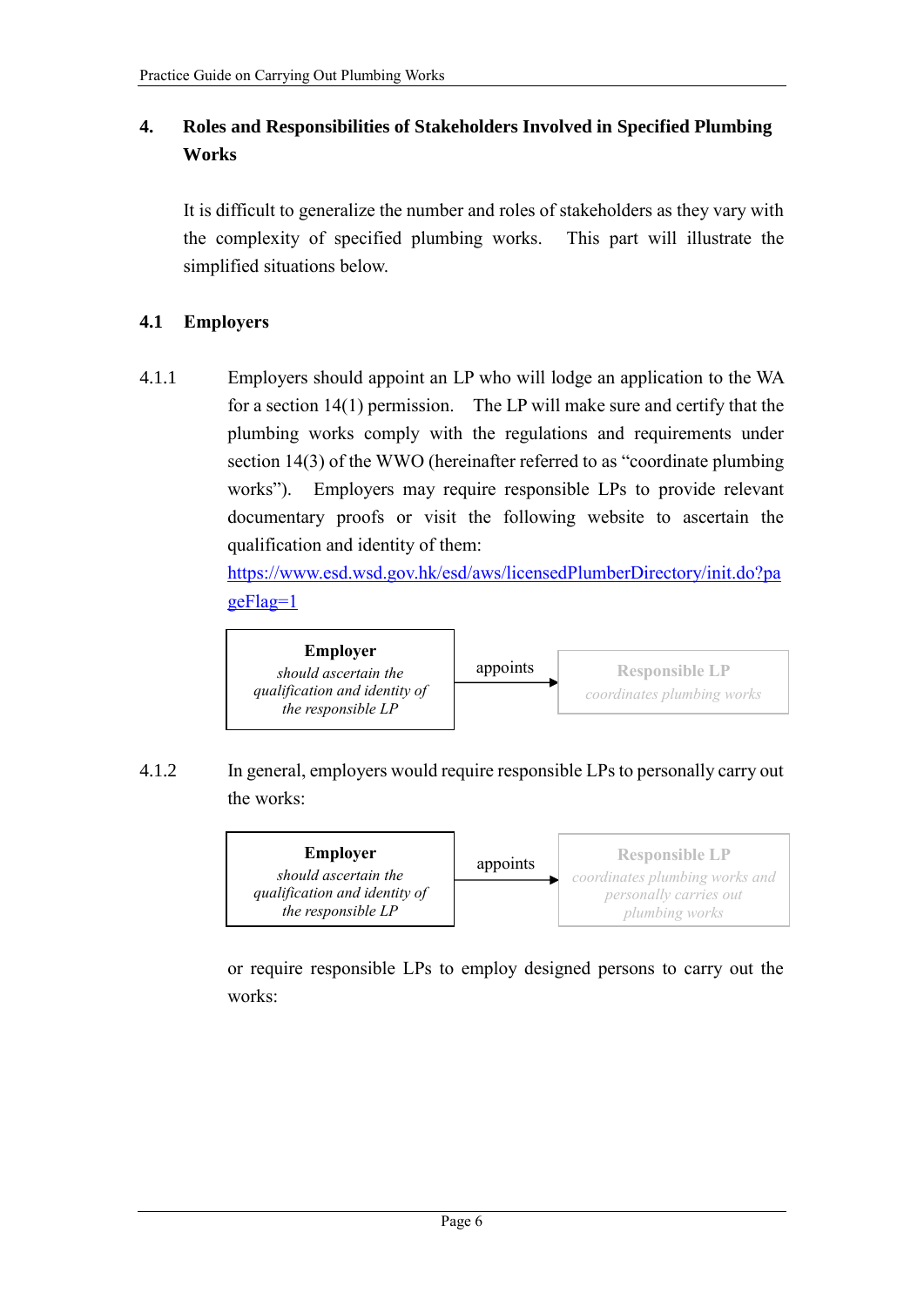## 4. Roles and Responsibilities of Stakeholders Involved in Specified Plumbing Works

It is difficult to generalize the number and roles of stakeholders as they vary with the complexity of specified plumbing works. This part will illustrate the simplified situations below.

### 4.1 Employers

4.1.1 Employers should appoint an LP who will lodge an application to the WA for a section 14(1) permission. The LP will make sure and certify that the plumbing works comply with the regulations and requirements under section 14(3) of the WWO (hereinafter referred to as "coordinate plumbing works"). Employers may require responsible LPs to provide relevant documentary proofs or visit the following website to ascertain the qualification and identity of them:
https://www.esd.wsd.gov.hk/esd/aws/licensedPlumberDirectory/init.do?pageFlag=1

**Employer** — *should ascertain the qualification and identity of the responsible LP* → appoints → **Responsible LP** — *coordinates plumbing works*

4.1.2 In general, employers would require responsible LPs to personally carry out the works:

**Employer** — *should ascertain the qualification and identity of the responsible LP* → appoints → **Responsible LP** — *coordinates plumbing works and personally carries out plumbing works*

or require responsible LPs to employ designed persons to carry out the works: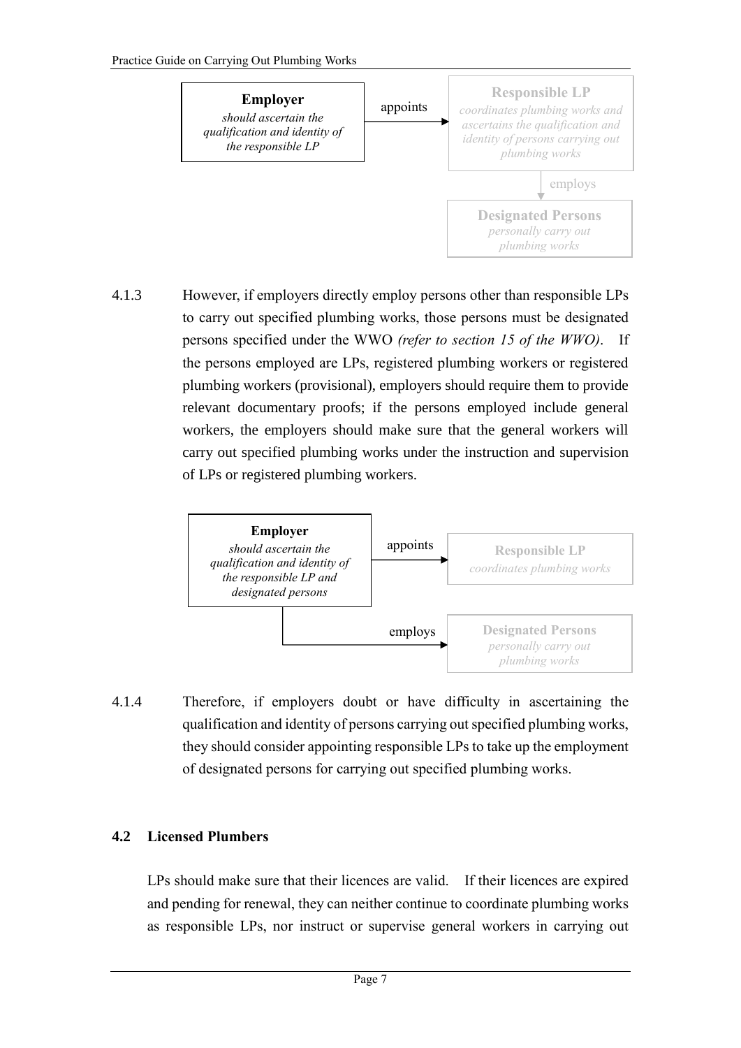**Employer**
*should ascertain the qualification and identity of the responsible LP*

appoints →

**Responsible LP**
*coordinates plumbing works and ascertains the qualification and identity of persons carrying out plumbing works*

employs ↓

**Designated Persons**
*personally carry out plumbing works*

4.1.3 However, if employers directly employ persons other than responsible LPs to carry out specified plumbing works, those persons must be designated persons specified under the WWO *(refer to section 15 of the WWO)*. If the persons employed are LPs, registered plumbing workers or registered plumbing workers (provisional), employers should require them to provide relevant documentary proofs; if the persons employed include general workers, the employers should make sure that the general workers will carry out specified plumbing works under the instruction and supervision of LPs or registered plumbing workers.

**Employer**
*should ascertain the qualification and identity of the responsible LP and designated persons*

appoints →

**Responsible LP**
*coordinates plumbing works*

employs →

**Designated Persons**
*personally carry out plumbing works*

4.1.4 Therefore, if employers doubt or have difficulty in ascertaining the qualification and identity of persons carrying out specified plumbing works, they should consider appointing responsible LPs to take up the employment of designated persons for carrying out specified plumbing works.

## 4.2 Licensed Plumbers

LPs should make sure that their licences are valid. If their licences are expired and pending for renewal, they can neither continue to coordinate plumbing works as responsible LPs, nor instruct or supervise general workers in carrying out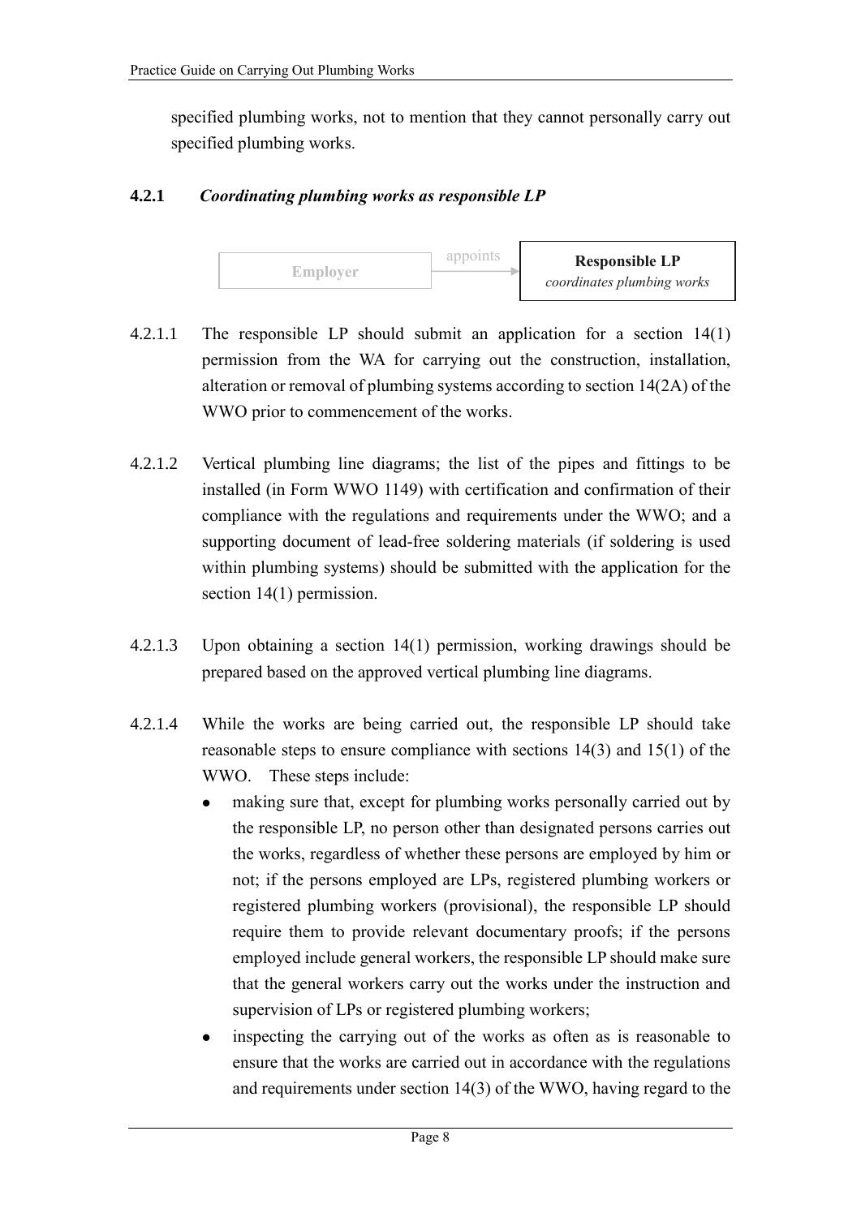specified plumbing works, not to mention that they cannot personally carry out specified plumbing works.

### 4.2.1 *Coordinating plumbing works as responsible LP*

Employer —appoints→ **Responsible LP** *coordinates plumbing works*

4.2.1.1 The responsible LP should submit an application for a section 14(1) permission from the WA for carrying out the construction, installation, alteration or removal of plumbing systems according to section 14(2A) of the WWO prior to commencement of the works.

4.2.1.2 Vertical plumbing line diagrams; the list of the pipes and fittings to be installed (in Form WWO 1149) with certification and confirmation of their compliance with the regulations and requirements under the WWO; and a supporting document of lead-free soldering materials (if soldering is used within plumbing systems) should be submitted with the application for the section 14(1) permission.

4.2.1.3 Upon obtaining a section 14(1) permission, working drawings should be prepared based on the approved vertical plumbing line diagrams.

4.2.1.4 While the works are being carried out, the responsible LP should take reasonable steps to ensure compliance with sections 14(3) and 15(1) of the WWO. These steps include:

- making sure that, except for plumbing works personally carried out by the responsible LP, no person other than designated persons carries out the works, regardless of whether these persons are employed by him or not; if the persons employed are LPs, registered plumbing workers or registered plumbing workers (provisional), the responsible LP should require them to provide relevant documentary proofs; if the persons employed include general workers, the responsible LP should make sure that the general workers carry out the works under the instruction and supervision of LPs or registered plumbing workers;
- inspecting the carrying out of the works as often as is reasonable to ensure that the works are carried out in accordance with the regulations and requirements under section 14(3) of the WWO, having regard to the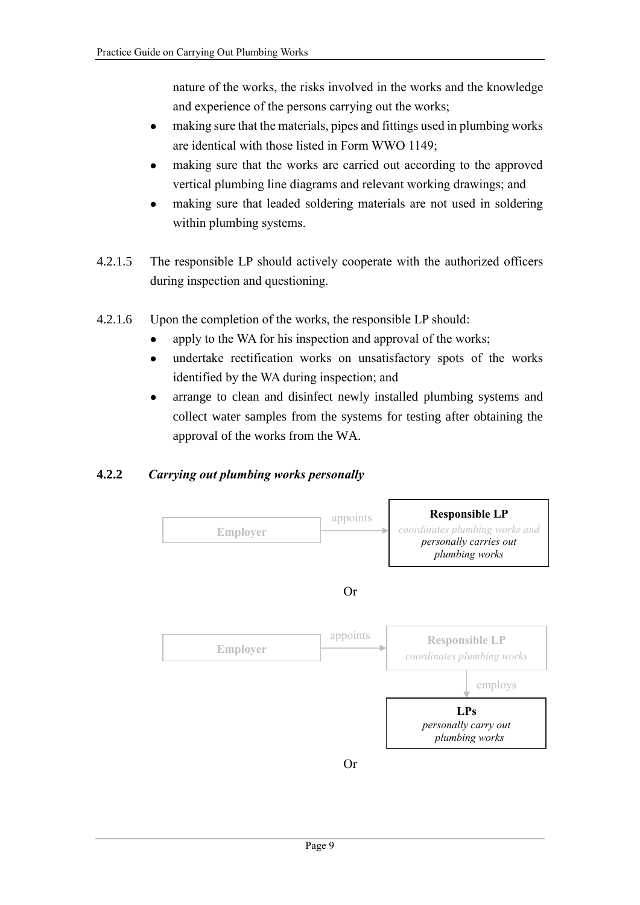nature of the works, the risks involved in the works and the knowledge and experience of the persons carrying out the works;

- making sure that the materials, pipes and fittings used in plumbing works are identical with those listed in Form WWO 1149;
- making sure that the works are carried out according to the approved vertical plumbing line diagrams and relevant working drawings; and
- making sure that leaded soldering materials are not used in soldering within plumbing systems.

4.2.1.5 The responsible LP should actively cooperate with the authorized officers during inspection and questioning.

4.2.1.6 Upon the completion of the works, the responsible LP should:

- apply to the WA for his inspection and approval of the works;
- undertake rectification works on unsatisfactory spots of the works identified by the WA during inspection; and
- arrange to clean and disinfect newly installed plumbing systems and collect water samples from the systems for testing after obtaining the approval of the works from the WA.

### 4.2.2 *Carrying out plumbing works personally*

Employer → appoints → **Responsible LP** *coordinates plumbing works and personally carries out plumbing works*

Or

Employer → appoints → **Responsible LP** *coordinates plumbing works* → employs → **LPs** *personally carry out plumbing works*

Or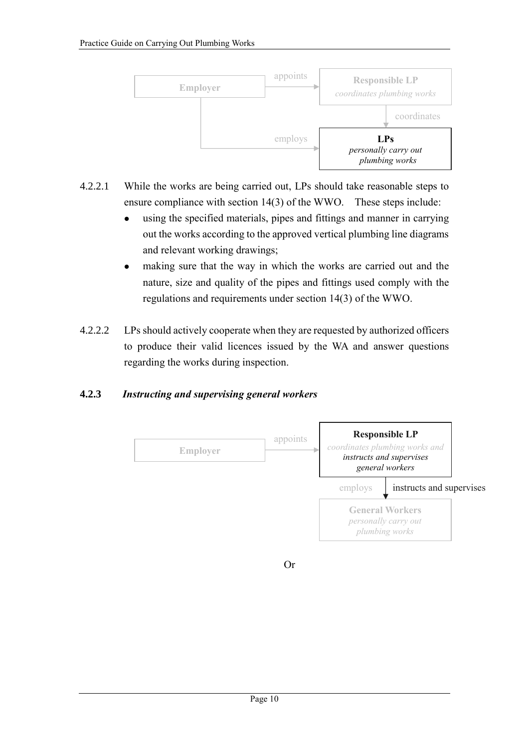Employer → appoints → **Responsible LP** *coordinates plumbing works*

Responsible LP → coordinates → **LPs** *personally carry out plumbing works*

Employer → employs → **LPs** *personally carry out plumbing works*

4.2.2.1 While the works are being carried out, LPs should take reasonable steps to ensure compliance with section 14(3) of the WWO. These steps include:

- using the specified materials, pipes and fittings and manner in carrying out the works according to the approved vertical plumbing line diagrams and relevant working drawings;
- making sure that the way in which the works are carried out and the nature, size and quality of the pipes and fittings used comply with the regulations and requirements under section 14(3) of the WWO.

4.2.2.2 LPs should actively cooperate when they are requested by authorized officers to produce their valid licences issued by the WA and answer questions regarding the works during inspection.

### 4.2.3 *Instructing and supervising general workers*

Employer → appoints → **Responsible LP** *coordinates plumbing works and instructs and supervises general workers*

Responsible LP → employs / instructs and supervises → **General Workers** *personally carry out plumbing works*

Or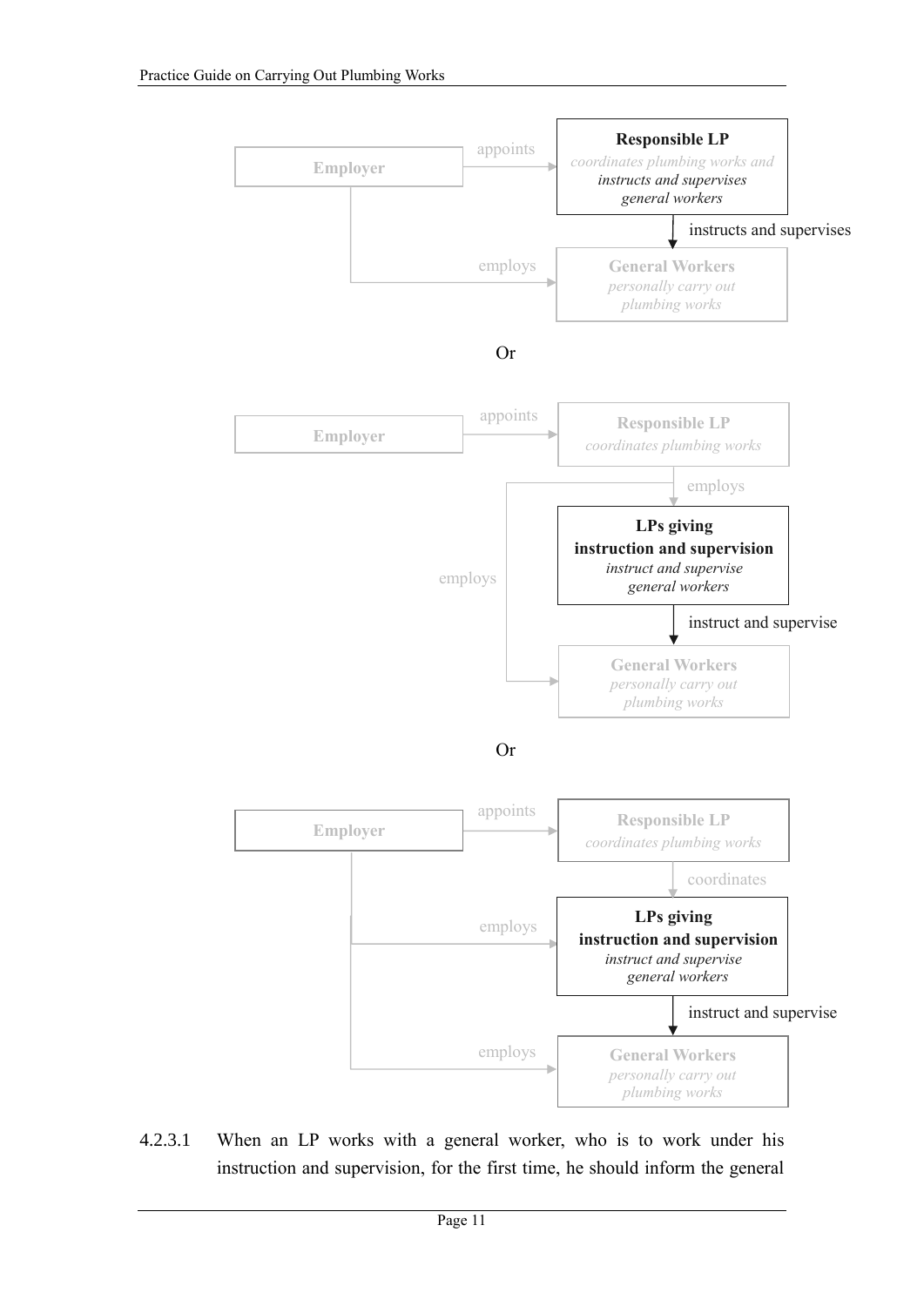**Employer** —appoints→ **Responsible LP**
*coordinates plumbing works and instructs and supervises general workers*

**Responsible LP** —instructs and supervises→ **General Workers**
*personally carry out plumbing works*

**Employer** —employs→ **General Workers**

Or

**Employer** —appoints→ **Responsible LP**
*coordinates plumbing works*

**Responsible LP** —employs→ **LPs giving instruction and supervision**
*instruct and supervise general workers*

**Responsible LP** —employs→ **General Workers**

**LPs giving instruction and supervision** —instruct and supervise→ **General Workers**
*personally carry out plumbing works*

Or

**Employer** —appoints→ **Responsible LP**
*coordinates plumbing works*

**Responsible LP** —coordinates→ **LPs giving instruction and supervision**
*instruct and supervise general workers*

**Employer** —employs→ **LPs giving instruction and supervision**

**LPs giving instruction and supervision** —instruct and supervise→ **General Workers**
*personally carry out plumbing works*

**Employer** —employs→ **General Workers**

4.2.3.1 When an LP works with a general worker, who is to work under his instruction and supervision, for the first time, he should inform the general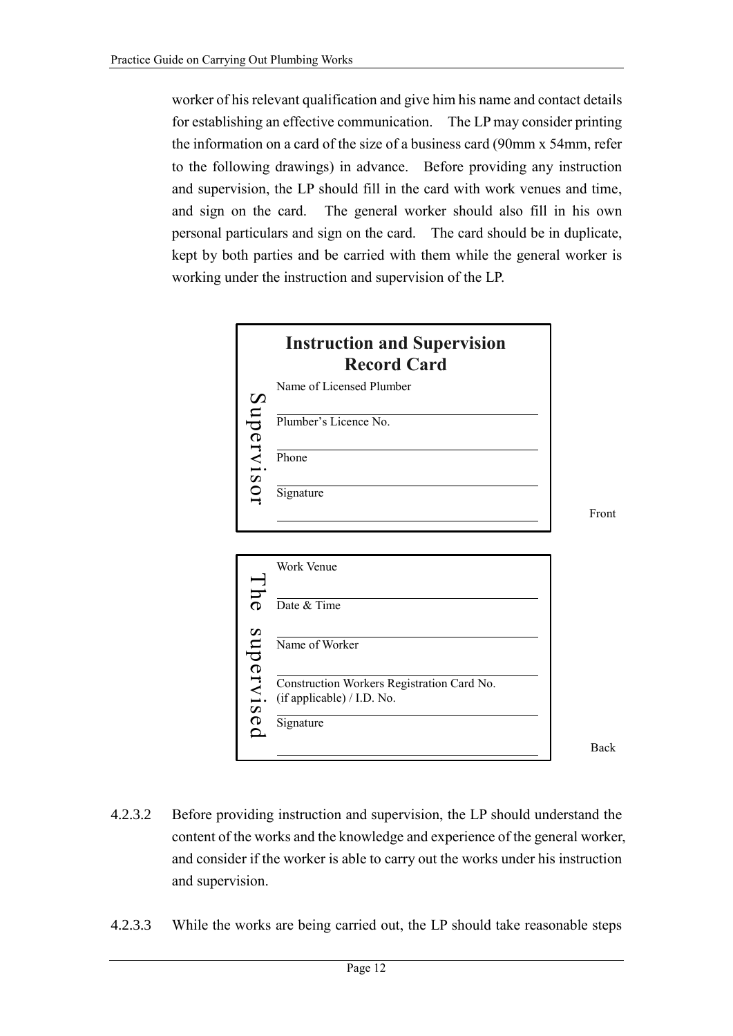worker of his relevant qualification and give him his name and contact details for establishing an effective communication. The LP may consider printing the information on a card of the size of a business card (90mm x 54mm, refer to the following drawings) in advance. Before providing any instruction and supervision, the LP should fill in the card with work venues and time, and sign on the card. The general worker should also fill in his own personal particulars and sign on the card. The card should be in duplicate, kept by both parties and be carried with them while the general worker is working under the instruction and supervision of the LP.

**Instruction and Supervision Record Card**

Supervisor

Name of Licensed Plumber

\_\_\_\_\_\_\_\_\_\_\_\_\_\_\_\_\_\_\_\_\_\_\_\_\_\_\_\_\_\_\_\_\_\_\_\_

Plumber's Licence No.

\_\_\_\_\_\_\_\_\_\_\_\_\_\_\_\_\_\_\_\_\_\_\_\_\_\_\_\_\_\_\_\_\_\_\_\_

Phone

\_\_\_\_\_\_\_\_\_\_\_\_\_\_\_\_\_\_\_\_\_\_\_\_\_\_\_\_\_\_\_\_\_\_\_\_

Signature

\_\_\_\_\_\_\_\_\_\_\_\_\_\_\_\_\_\_\_\_\_\_\_\_\_\_\_\_\_\_\_\_\_\_\_\_

Front

The supervised

Work Venue

\_\_\_\_\_\_\_\_\_\_\_\_\_\_\_\_\_\_\_\_\_\_\_\_\_\_\_\_\_\_\_\_\_\_\_\_

Date & Time

\_\_\_\_\_\_\_\_\_\_\_\_\_\_\_\_\_\_\_\_\_\_\_\_\_\_\_\_\_\_\_\_\_\_\_\_

Name of Worker

\_\_\_\_\_\_\_\_\_\_\_\_\_\_\_\_\_\_\_\_\_\_\_\_\_\_\_\_\_\_\_\_\_\_\_\_

Construction Workers Registration Card No. (if applicable) / I.D. No.

\_\_\_\_\_\_\_\_\_\_\_\_\_\_\_\_\_\_\_\_\_\_\_\_\_\_\_\_\_\_\_\_\_\_\_\_

Signature

\_\_\_\_\_\_\_\_\_\_\_\_\_\_\_\_\_\_\_\_\_\_\_\_\_\_\_\_\_\_\_\_\_\_\_\_

Back

4.2.3.2 Before providing instruction and supervision, the LP should understand the content of the works and the knowledge and experience of the general worker, and consider if the worker is able to carry out the works under his instruction and supervision.

4.2.3.3 While the works are being carried out, the LP should take reasonable steps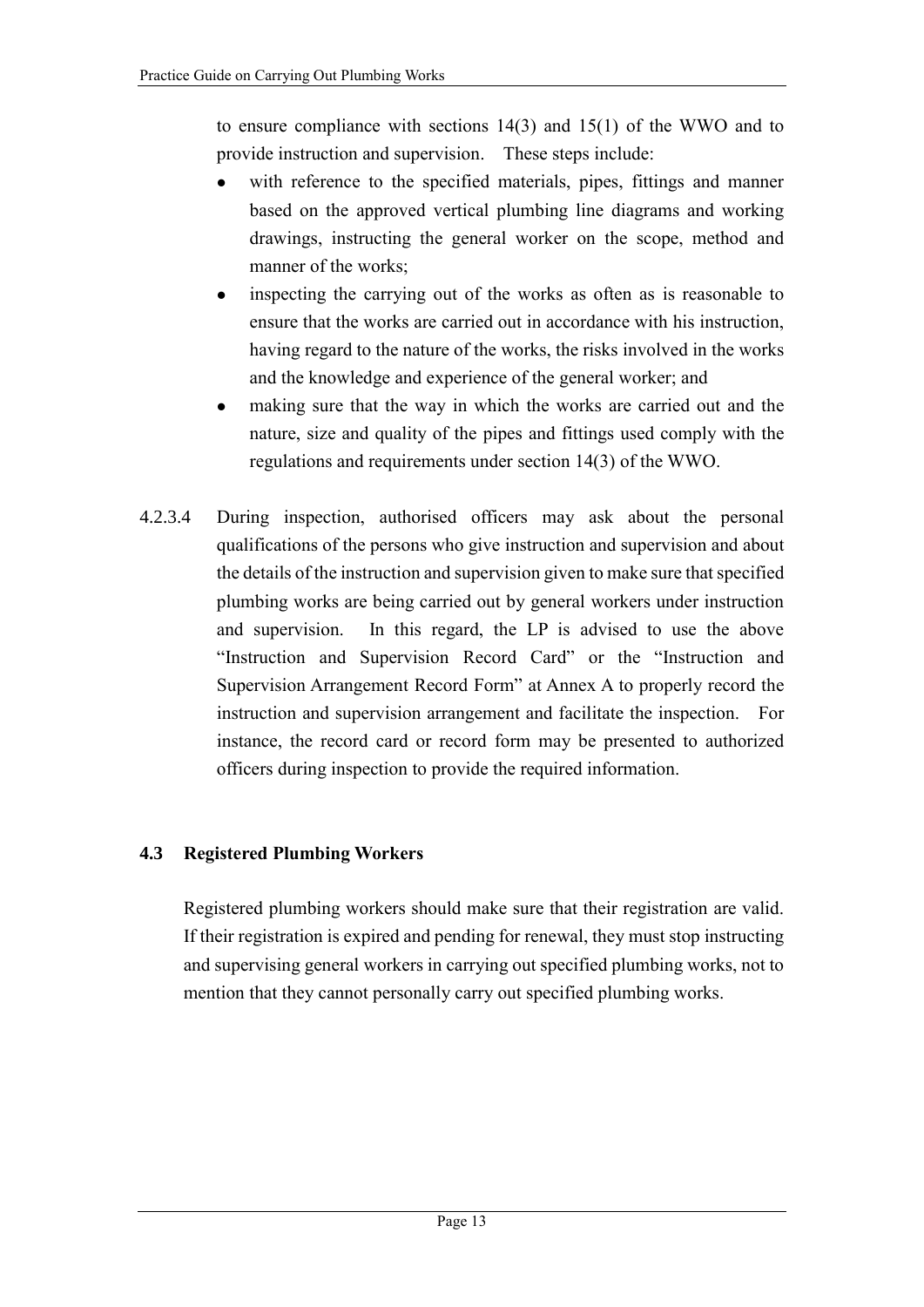to ensure compliance with sections 14(3) and 15(1) of the WWO and to provide instruction and supervision. These steps include:

- with reference to the specified materials, pipes, fittings and manner based on the approved vertical plumbing line diagrams and working drawings, instructing the general worker on the scope, method and manner of the works;
- inspecting the carrying out of the works as often as is reasonable to ensure that the works are carried out in accordance with his instruction, having regard to the nature of the works, the risks involved in the works and the knowledge and experience of the general worker; and
- making sure that the way in which the works are carried out and the nature, size and quality of the pipes and fittings used comply with the regulations and requirements under section 14(3) of the WWO.

4.2.3.4 During inspection, authorised officers may ask about the personal qualifications of the persons who give instruction and supervision and about the details of the instruction and supervision given to make sure that specified plumbing works are being carried out by general workers under instruction and supervision. In this regard, the LP is advised to use the above "Instruction and Supervision Record Card" or the "Instruction and Supervision Arrangement Record Form" at Annex A to properly record the instruction and supervision arrangement and facilitate the inspection. For instance, the record card or record form may be presented to authorized officers during inspection to provide the required information.

## 4.3 Registered Plumbing Workers

Registered plumbing workers should make sure that their registration are valid. If their registration is expired and pending for renewal, they must stop instructing and supervising general workers in carrying out specified plumbing works, not to mention that they cannot personally carry out specified plumbing works.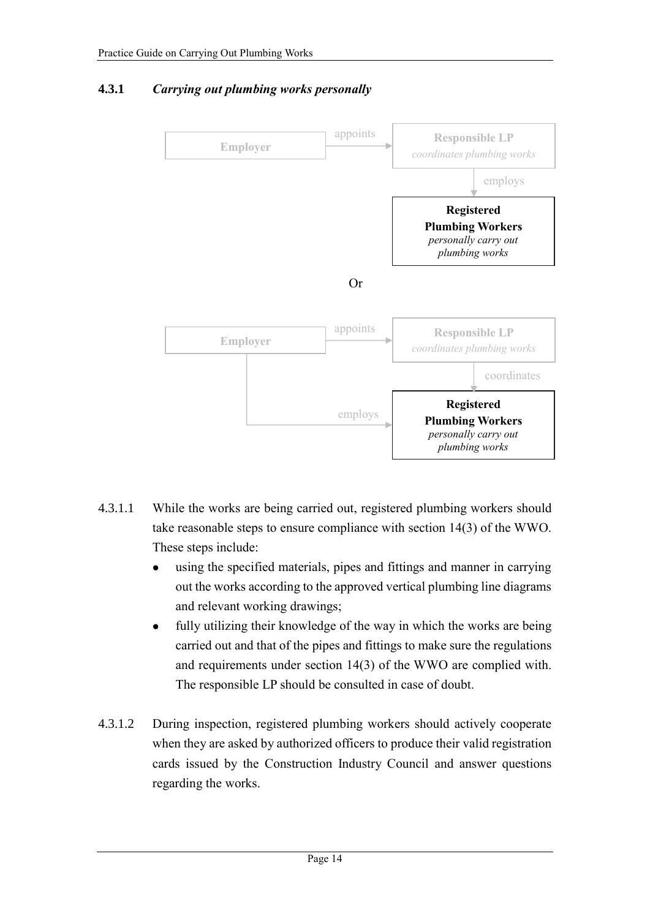### 4.3.1 *Carrying out plumbing works personally*

Employer → appoints → **Responsible LP** *coordinates plumbing works* → employs → **Registered Plumbing Workers** *personally carry out plumbing works*

Or

Employer → appoints → **Responsible LP** *coordinates plumbing works* → coordinates → **Registered Plumbing Workers** *personally carry out plumbing works*

Employer → employs → **Registered Plumbing Workers** *personally carry out plumbing works*

4.3.1.1 While the works are being carried out, registered plumbing workers should take reasonable steps to ensure compliance with section 14(3) of the WWO. These steps include:

- using the specified materials, pipes and fittings and manner in carrying out the works according to the approved vertical plumbing line diagrams and relevant working drawings;
- fully utilizing their knowledge of the way in which the works are being carried out and that of the pipes and fittings to make sure the regulations and requirements under section 14(3) of the WWO are complied with. The responsible LP should be consulted in case of doubt.

4.3.1.2 During inspection, registered plumbing workers should actively cooperate when they are asked by authorized officers to produce their valid registration cards issued by the Construction Industry Council and answer questions regarding the works.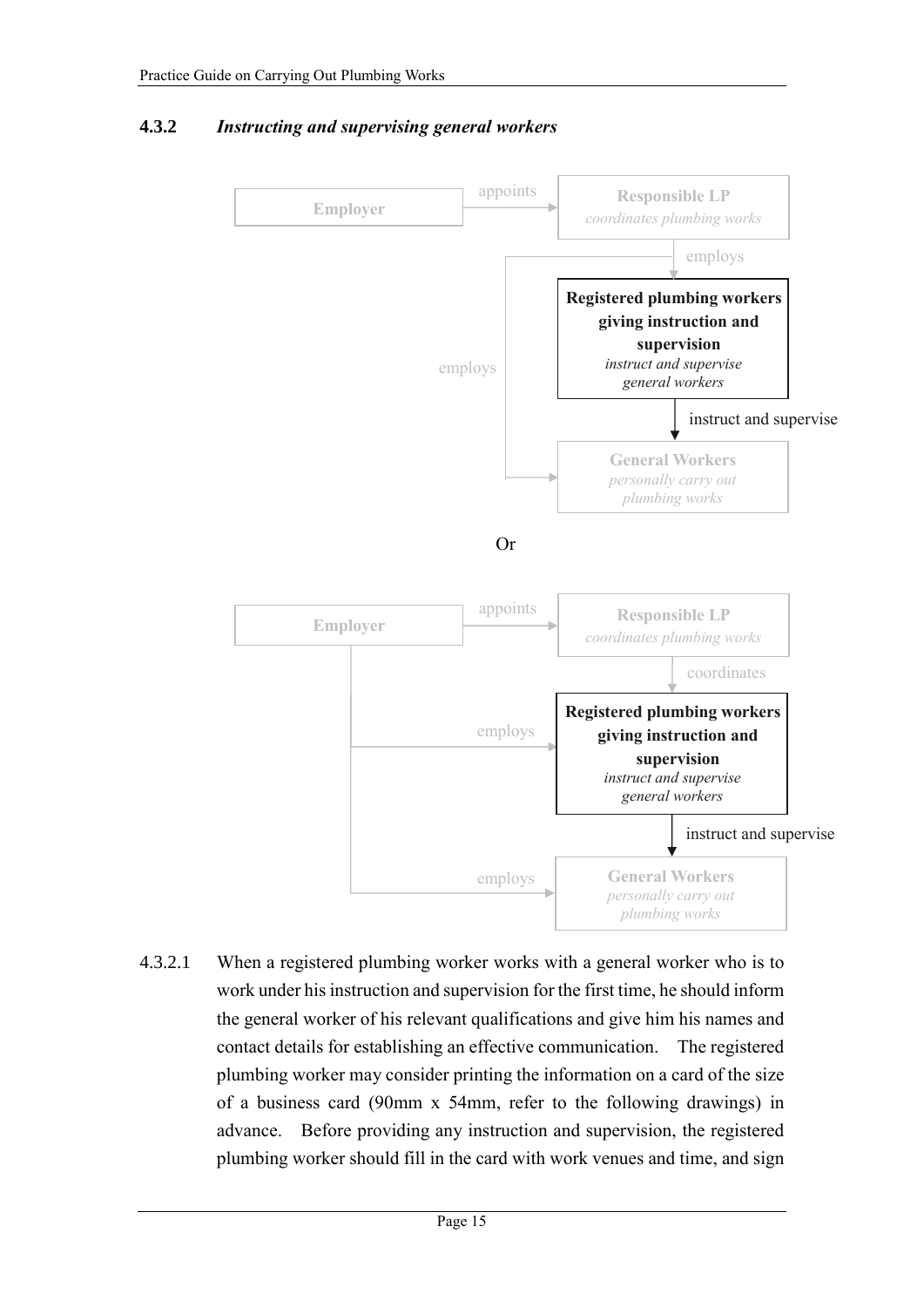### 4.3.2 *Instructing and supervising general workers*

Employer —appoints→ **Responsible LP** *coordinates plumbing works*

Responsible LP —employs→ **Registered plumbing workers giving instruction and supervision** *instruct and supervise general workers*

Responsible LP —employs→ **General Workers** *personally carry out plumbing works*

Registered plumbing workers giving instruction and supervision —instruct and supervise→ General Workers

Or

Employer —appoints→ **Responsible LP** *coordinates plumbing works*

Responsible LP —coordinates→ **Registered plumbing workers giving instruction and supervision** *instruct and supervise general workers*

Employer —employs→ Registered plumbing workers giving instruction and supervision

Employer —employs→ **General Workers** *personally carry out plumbing works*

Registered plumbing workers giving instruction and supervision —instruct and supervise→ General Workers

4.3.2.1 When a registered plumbing worker works with a general worker who is to work under his instruction and supervision for the first time, he should inform the general worker of his relevant qualifications and give him his names and contact details for establishing an effective communication. The registered plumbing worker may consider printing the information on a card of the size of a business card (90mm x 54mm, refer to the following drawings) in advance. Before providing any instruction and supervision, the registered plumbing worker should fill in the card with work venues and time, and sign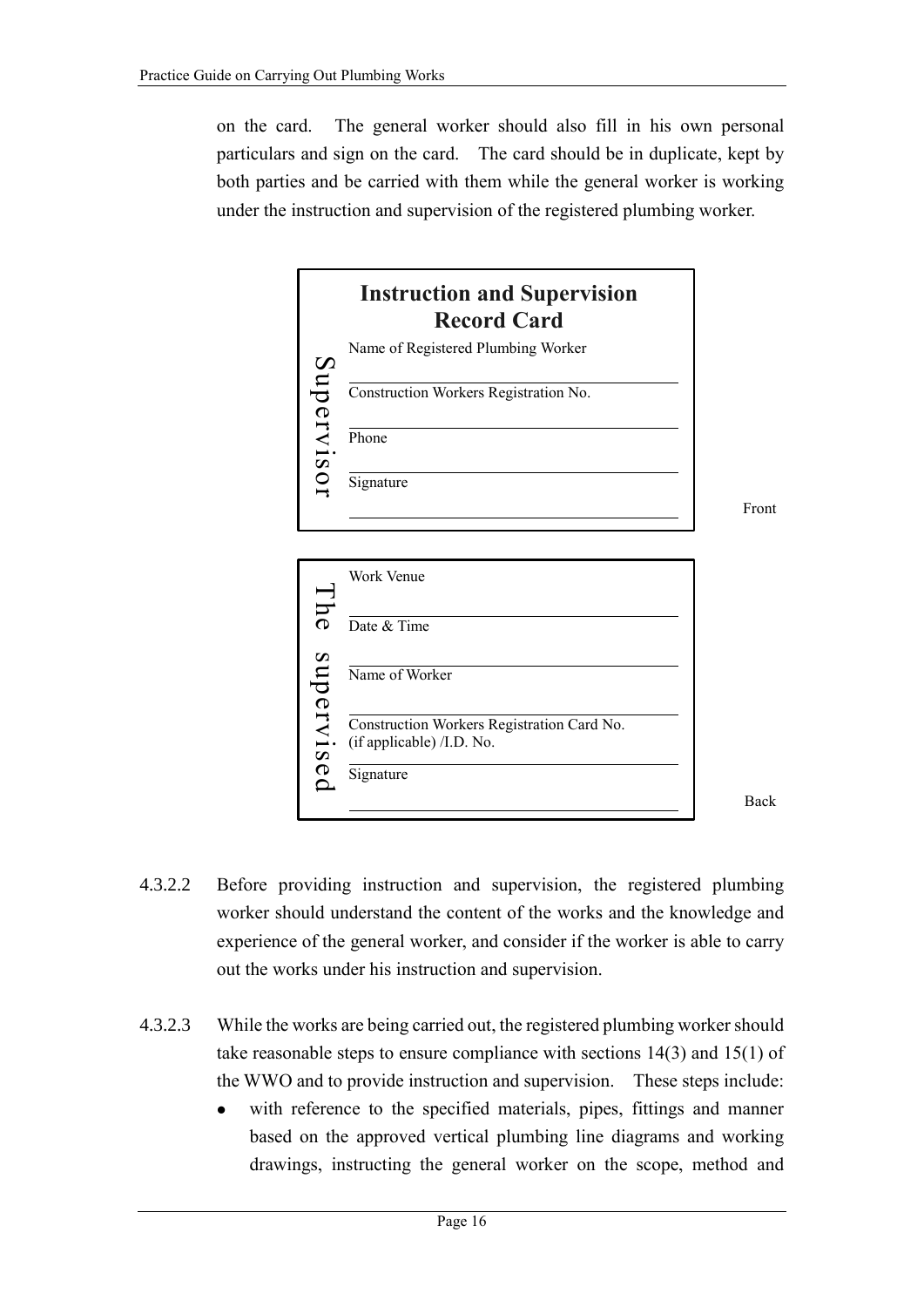on the card. The general worker should also fill in his own personal particulars and sign on the card. The card should be in duplicate, kept by both parties and be carried with them while the general worker is working under the instruction and supervision of the registered plumbing worker.

**Instruction and Supervision Record Card**

**Supervisor**

Name of Registered Plumbing Worker

\_\_\_\_\_\_\_\_\_\_\_\_\_\_\_\_\_\_\_\_\_\_\_\_\_\_\_\_\_\_\_\_

Construction Workers Registration No.

\_\_\_\_\_\_\_\_\_\_\_\_\_\_\_\_\_\_\_\_\_\_\_\_\_\_\_\_\_\_\_\_

Phone

\_\_\_\_\_\_\_\_\_\_\_\_\_\_\_\_\_\_\_\_\_\_\_\_\_\_\_\_\_\_\_\_

Signature

\_\_\_\_\_\_\_\_\_\_\_\_\_\_\_\_\_\_\_\_\_\_\_\_\_\_\_\_\_\_\_\_

Front

**The supervised**

Work Venue

\_\_\_\_\_\_\_\_\_\_\_\_\_\_\_\_\_\_\_\_\_\_\_\_\_\_\_\_\_\_\_\_

Date & Time

\_\_\_\_\_\_\_\_\_\_\_\_\_\_\_\_\_\_\_\_\_\_\_\_\_\_\_\_\_\_\_\_

Name of Worker

\_\_\_\_\_\_\_\_\_\_\_\_\_\_\_\_\_\_\_\_\_\_\_\_\_\_\_\_\_\_\_\_

Construction Workers Registration Card No. (if applicable) /I.D. No.

\_\_\_\_\_\_\_\_\_\_\_\_\_\_\_\_\_\_\_\_\_\_\_\_\_\_\_\_\_\_\_\_

Signature

\_\_\_\_\_\_\_\_\_\_\_\_\_\_\_\_\_\_\_\_\_\_\_\_\_\_\_\_\_\_\_\_

Back

4.3.2.2 Before providing instruction and supervision, the registered plumbing worker should understand the content of the works and the knowledge and experience of the general worker, and consider if the worker is able to carry out the works under his instruction and supervision.

4.3.2.3 While the works are being carried out, the registered plumbing worker should take reasonable steps to ensure compliance with sections 14(3) and 15(1) of the WWO and to provide instruction and supervision. These steps include:

- with reference to the specified materials, pipes, fittings and manner based on the approved vertical plumbing line diagrams and working drawings, instructing the general worker on the scope, method and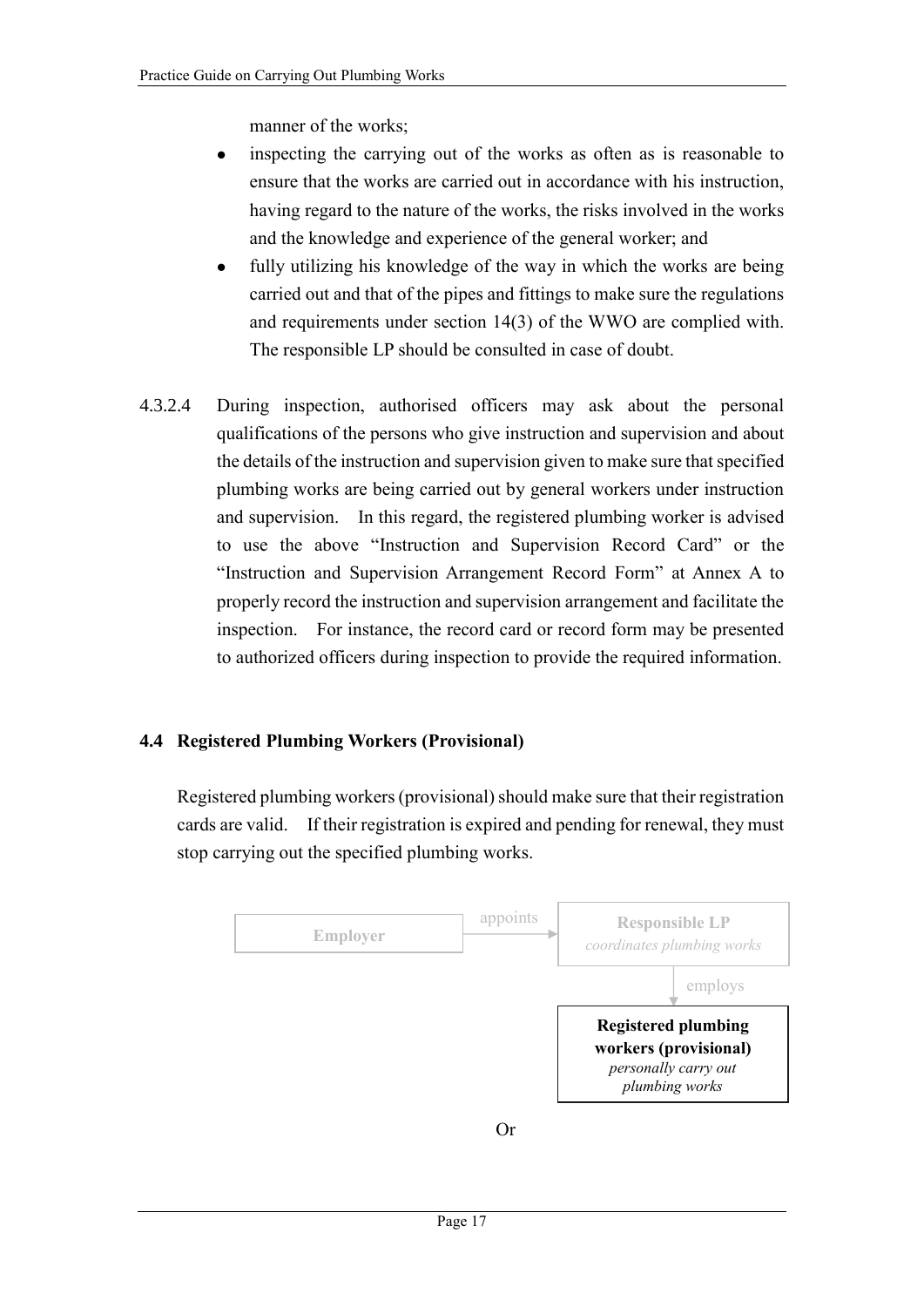manner of the works;

- inspecting the carrying out of the works as often as is reasonable to ensure that the works are carried out in accordance with his instruction, having regard to the nature of the works, the risks involved in the works and the knowledge and experience of the general worker; and
- fully utilizing his knowledge of the way in which the works are being carried out and that of the pipes and fittings to make sure the regulations and requirements under section 14(3) of the WWO are complied with. The responsible LP should be consulted in case of doubt.

4.3.2.4 During inspection, authorised officers may ask about the personal qualifications of the persons who give instruction and supervision and about the details of the instruction and supervision given to make sure that specified plumbing works are being carried out by general workers under instruction and supervision. In this regard, the registered plumbing worker is advised to use the above "Instruction and Supervision Record Card" or the "Instruction and Supervision Arrangement Record Form" at Annex A to properly record the instruction and supervision arrangement and facilitate the inspection. For instance, the record card or record form may be presented to authorized officers during inspection to provide the required information.

## 4.4 Registered Plumbing Workers (Provisional)

Registered plumbing workers (provisional) should make sure that their registration cards are valid. If their registration is expired and pending for renewal, they must stop carrying out the specified plumbing works.

Employer → appoints → **Responsible LP** *coordinates plumbing works* → employs → **Registered plumbing workers (provisional)** *personally carry out plumbing works*

Or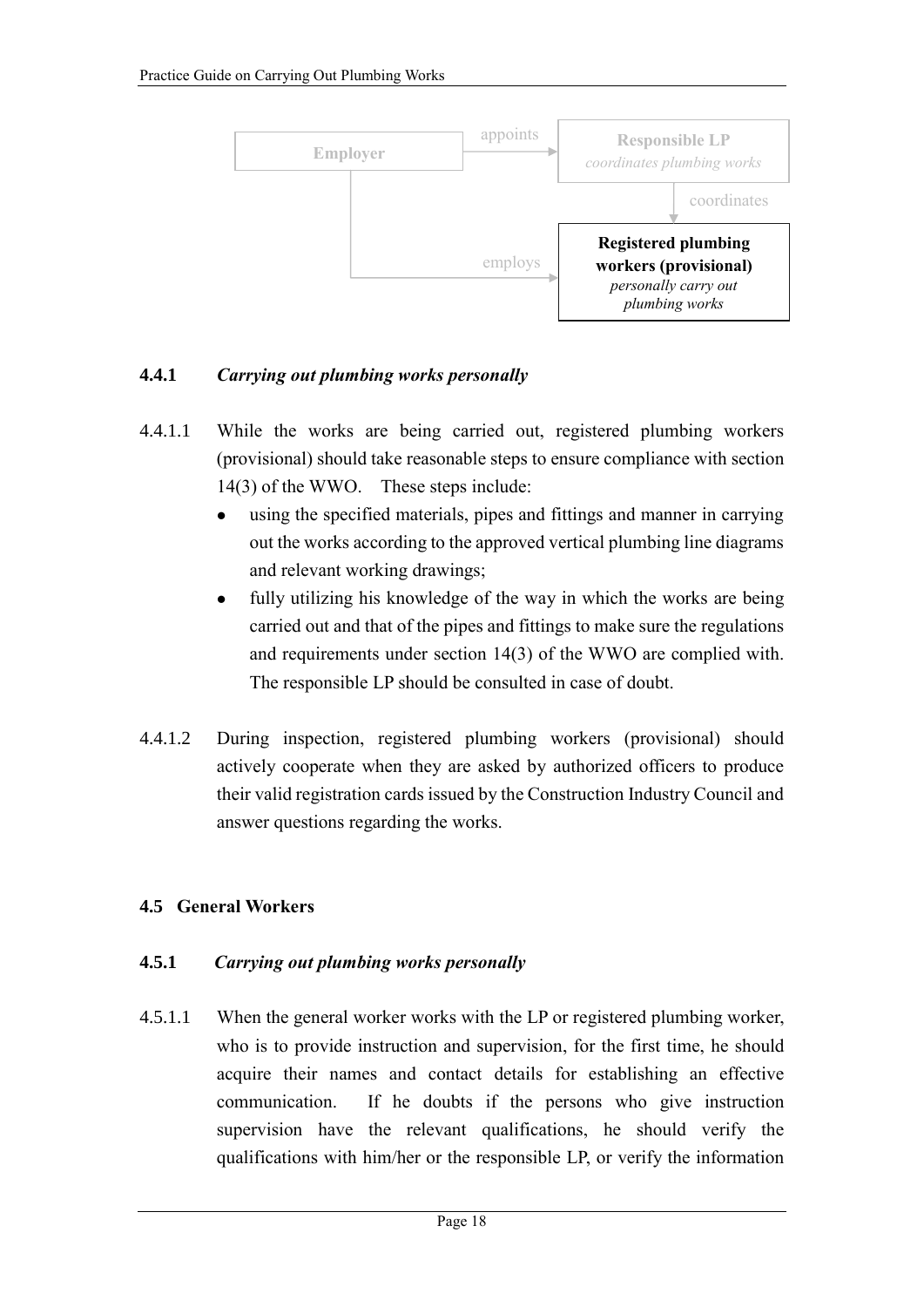**Employer** —appoints→ **Responsible LP** *coordinates plumbing works*

**Responsible LP** —coordinates→ **Registered plumbing workers (provisional)** *personally carry out plumbing works*

**Employer** —employs→ **Registered plumbing workers (provisional)** *personally carry out plumbing works*

### 4.4.1 *Carrying out plumbing works personally*

4.4.1.1 While the works are being carried out, registered plumbing workers (provisional) should take reasonable steps to ensure compliance with section 14(3) of the WWO. These steps include:

- using the specified materials, pipes and fittings and manner in carrying out the works according to the approved vertical plumbing line diagrams and relevant working drawings;
- fully utilizing his knowledge of the way in which the works are being carried out and that of the pipes and fittings to make sure the regulations and requirements under section 14(3) of the WWO are complied with. The responsible LP should be consulted in case of doubt.

4.4.1.2 During inspection, registered plumbing workers (provisional) should actively cooperate when they are asked by authorized officers to produce their valid registration cards issued by the Construction Industry Council and answer questions regarding the works.

## 4.5 General Workers

### 4.5.1 *Carrying out plumbing works personally*

4.5.1.1 When the general worker works with the LP or registered plumbing worker, who is to provide instruction and supervision, for the first time, he should acquire their names and contact details for establishing an effective communication. If he doubts if the persons who give instruction supervision have the relevant qualifications, he should verify the qualifications with him/her or the responsible LP, or verify the information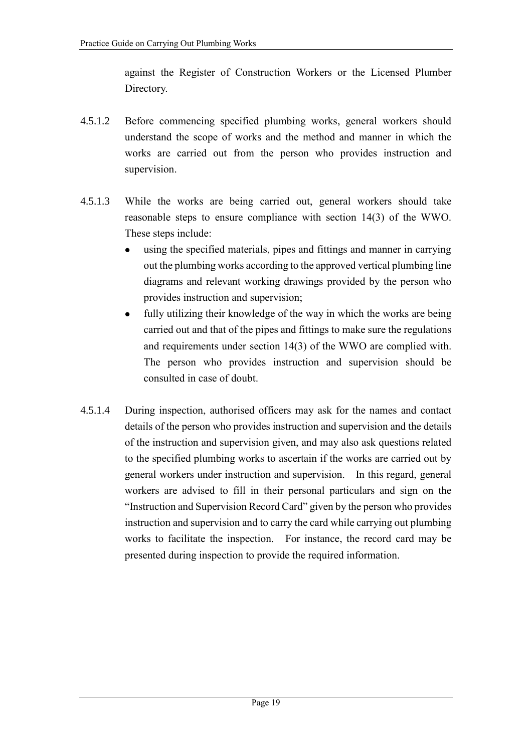against the Register of Construction Workers or the Licensed Plumber Directory.

4.5.1.2 Before commencing specified plumbing works, general workers should understand the scope of works and the method and manner in which the works are carried out from the person who provides instruction and supervision.

4.5.1.3 While the works are being carried out, general workers should take reasonable steps to ensure compliance with section 14(3) of the WWO. These steps include:

- using the specified materials, pipes and fittings and manner in carrying out the plumbing works according to the approved vertical plumbing line diagrams and relevant working drawings provided by the person who provides instruction and supervision;
- fully utilizing their knowledge of the way in which the works are being carried out and that of the pipes and fittings to make sure the regulations and requirements under section 14(3) of the WWO are complied with. The person who provides instruction and supervision should be consulted in case of doubt.

4.5.1.4 During inspection, authorised officers may ask for the names and contact details of the person who provides instruction and supervision and the details of the instruction and supervision given, and may also ask questions related to the specified plumbing works to ascertain if the works are carried out by general workers under instruction and supervision. In this regard, general workers are advised to fill in their personal particulars and sign on the "Instruction and Supervision Record Card" given by the person who provides instruction and supervision and to carry the card while carrying out plumbing works to facilitate the inspection. For instance, the record card may be presented during inspection to provide the required information.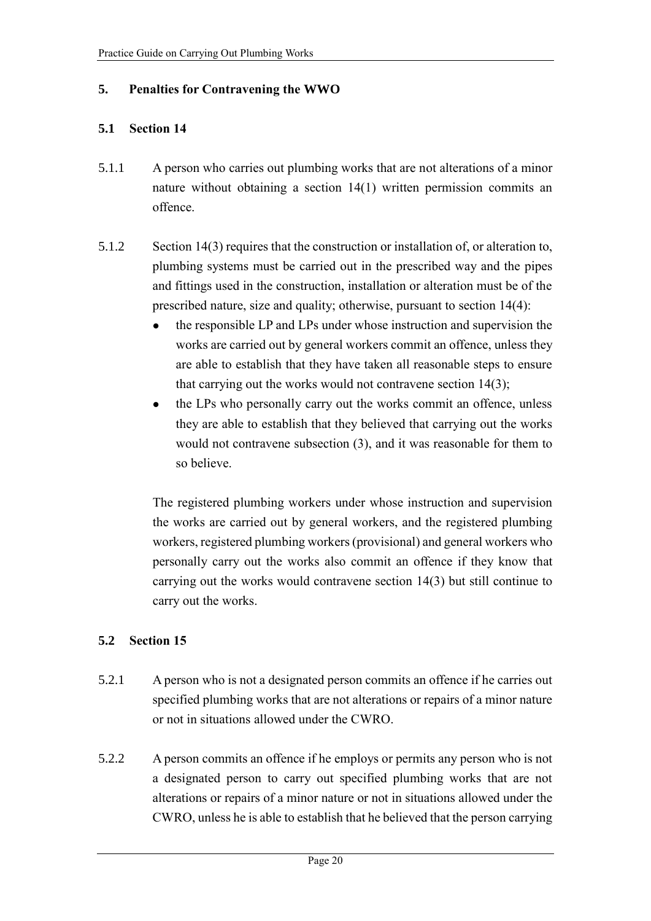## 5. Penalties for Contravening the WWO

### 5.1 Section 14

5.1.1 A person who carries out plumbing works that are not alterations of a minor nature without obtaining a section 14(1) written permission commits an offence.

5.1.2 Section 14(3) requires that the construction or installation of, or alteration to, plumbing systems must be carried out in the prescribed way and the pipes and fittings used in the construction, installation or alteration must be of the prescribed nature, size and quality; otherwise, pursuant to section 14(4):

- the responsible LP and LPs under whose instruction and supervision the works are carried out by general workers commit an offence, unless they are able to establish that they have taken all reasonable steps to ensure that carrying out the works would not contravene section 14(3);
- the LPs who personally carry out the works commit an offence, unless they are able to establish that they believed that carrying out the works would not contravene subsection (3), and it was reasonable for them to so believe.

The registered plumbing workers under whose instruction and supervision the works are carried out by general workers, and the registered plumbing workers, registered plumbing workers (provisional) and general workers who personally carry out the works also commit an offence if they know that carrying out the works would contravene section 14(3) but still continue to carry out the works.

### 5.2 Section 15

5.2.1 A person who is not a designated person commits an offence if he carries out specified plumbing works that are not alterations or repairs of a minor nature or not in situations allowed under the CWRO.

5.2.2 A person commits an offence if he employs or permits any person who is not a designated person to carry out specified plumbing works that are not alterations or repairs of a minor nature or not in situations allowed under the CWRO, unless he is able to establish that he believed that the person carrying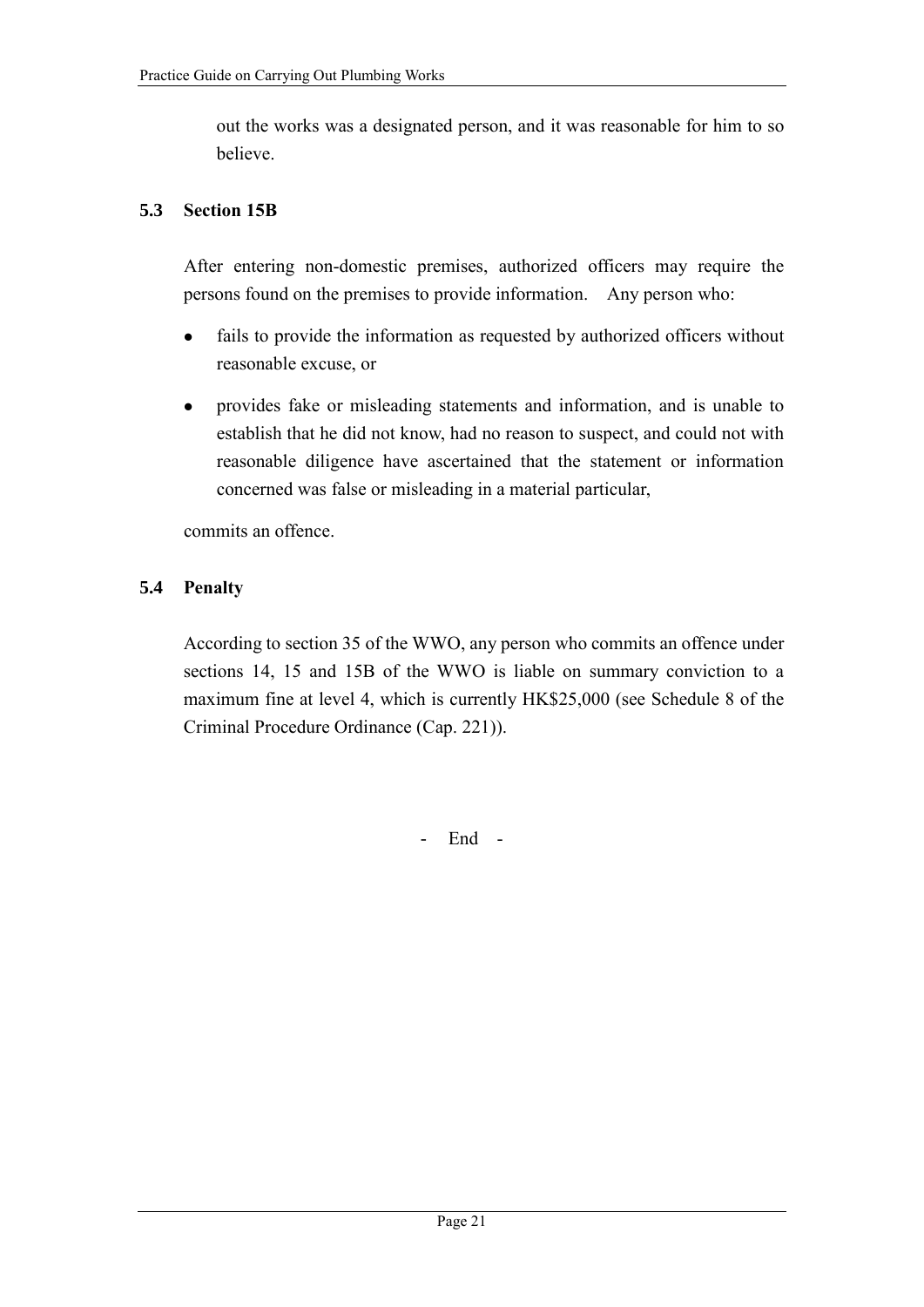out the works was a designated person, and it was reasonable for him to so believe.

## 5.3 Section 15B

After entering non-domestic premises, authorized officers may require the persons found on the premises to provide information. Any person who:

- fails to provide the information as requested by authorized officers without reasonable excuse, or
- provides fake or misleading statements and information, and is unable to establish that he did not know, had no reason to suspect, and could not with reasonable diligence have ascertained that the statement or information concerned was false or misleading in a material particular,

commits an offence.

## 5.4 Penalty

According to section 35 of the WWO, any person who commits an offence under sections 14, 15 and 15B of the WWO is liable on summary conviction to a maximum fine at level 4, which is currently HK$25,000 (see Schedule 8 of the Criminal Procedure Ordinance (Cap. 221)).

- End -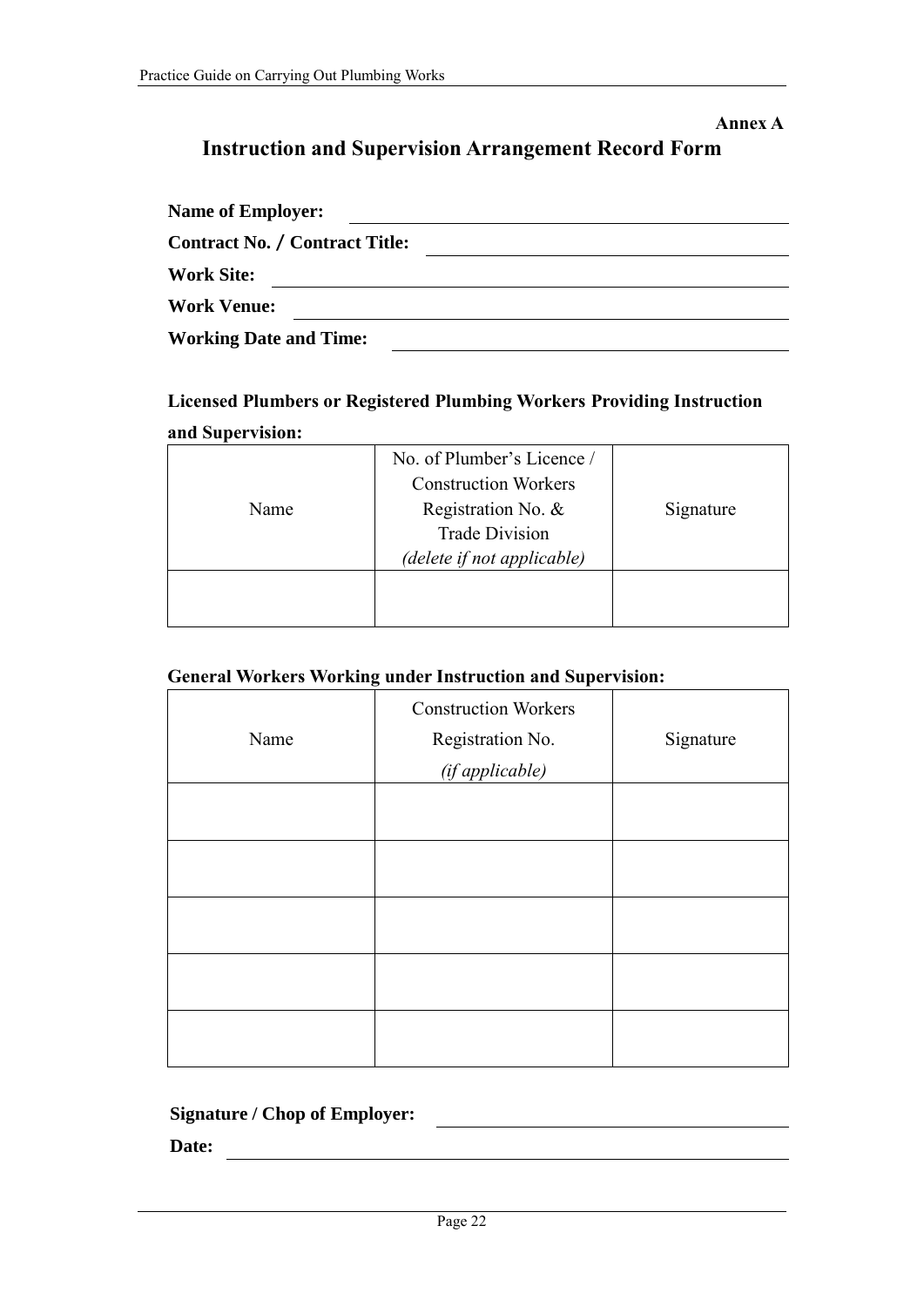**Annex A**

# Instruction and Supervision Arrangement Record Form

**Name of Employer:** ______________________________

**Contract No. / Contract Title:** ______________________________

**Work Site:** ______________________________

**Work Venue:** ______________________________

**Working Date and Time:** ______________________________

**Licensed Plumbers or Registered Plumbing Workers Providing Instruction and Supervision:**

| Name | No. of Plumber's Licence / Construction Workers Registration No. & Trade Division *(delete if not applicable)* | Signature |
|---|---|---|
| | | |

**General Workers Working under Instruction and Supervision:**

| Name | Construction Workers Registration No. *(if applicable)* | Signature |
|---|---|---|
| | | |
| | | |
| | | |
| | | |
| | | |

**Signature / Chop of Employer:** ______________________________

**Date:** ______________________________